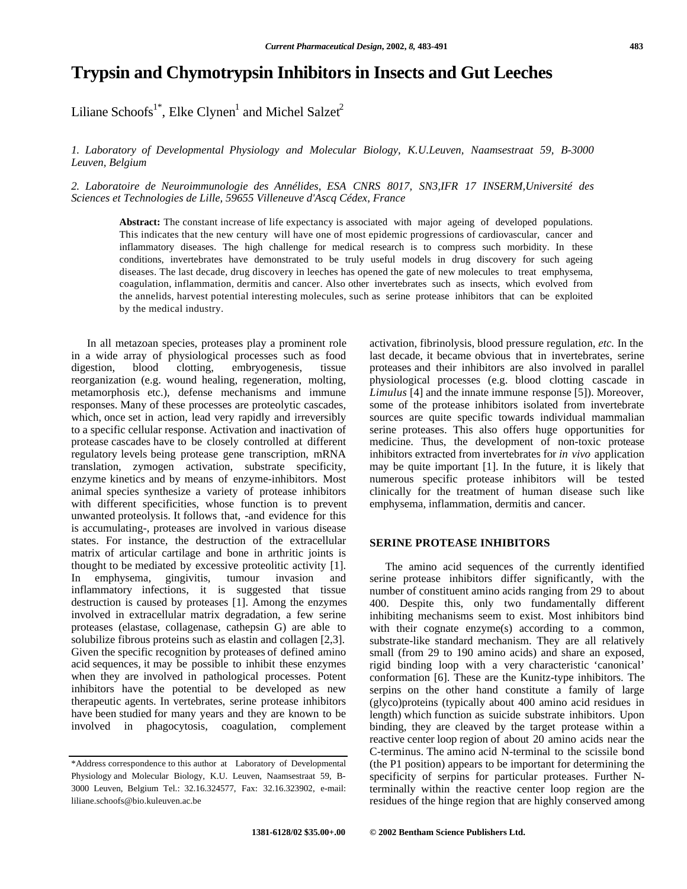# Trypsin and Chymotrypsin Inhibitors in Insects and Gut Leeches

Liliane Schoofs[1*], Elke Clynen[1] and Michel Salzet[2]

*1. Laboratory of Developmental Physiology and Molecular Biology, K.U.Leuven, Naamsestraat 59, B-3000 Leuven, Belgium*

*2. Laboratoire de Neuroimmunologie des Annélides, ESA CNRS 8017, SN3,IFR 17 INSERM,Université des Sciences et Technologies de Lille, 59655 Villeneuve d'Ascq Cédex, France*

**Abstract:** The constant increase of life expectancy is associated with major ageing of developed populations. This indicates that the new century will have one of most epidemic progressions of cardiovascular, cancer and inflammatory diseases. The high challenge for medical research is to compress such morbidity. In these conditions, invertebrates have demonstrated to be truly useful models in drug discovery for such ageing diseases. The last decade, drug discovery in leeches has opened the gate of new molecules to treat emphysema, coagulation, inflammation, dermitis and cancer. Also other invertebrates such as insects, which evolved from the annelids, harvest potential interesting molecules, such as serine protease inhibitors that can be exploited by the medical industry.

In all metazoan species, proteases play a prominent role in a wide array of physiological processes such as food digestion, blood clotting, embryogenesis, tissue reorganization (e.g. wound healing, regeneration, molting, metamorphosis etc.), defense mechanisms and immune responses. Many of these processes are proteolytic cascades, which, once set in action, lead very rapidly and irreversibly to a specific cellular response. Activation and inactivation of protease cascades have to be closely controlled at different regulatory levels being protease gene transcription, mRNA translation, zymogen activation, substrate specificity, enzyme kinetics and by means of enzyme-inhibitors. Most animal species synthesize a variety of protease inhibitors with different specificities, whose function is to prevent unwanted proteolysis. It follows that, -and evidence for this is accumulating-, proteases are involved in various disease states. For instance, the destruction of the extracellular matrix of articular cartilage and bone in arthritic joints is thought to be mediated by excessive proteolitic activity [1]. In emphysema, gingivitis, tumour invasion and inflammatory infections, it is suggested that tissue destruction is caused by proteases [1]. Among the enzymes involved in extracellular matrix degradation, a few serine proteases (elastase, collagenase, cathepsin G) are able to solubilize fibrous proteins such as elastin and collagen [2,3]. Given the specific recognition by proteases of defined amino acid sequences, it may be possible to inhibit these enzymes when they are involved in pathological processes. Potent inhibitors have the potential to be developed as new therapeutic agents. In vertebrates, serine protease inhibitors have been studied for many years and they are known to be involved in phagocytosis, coagulation, complement activation, fibrinolysis, blood pressure regulation, *etc.* In the last decade, it became obvious that in invertebrates, serine proteases and their inhibitors are also involved in parallel physiological processes (e.g. blood clotting cascade in *Limulus* [4] and the innate immune response [5]). Moreover, some of the protease inhibitors isolated from invertebrate sources are quite specific towards individual mammalian serine proteases. This also offers huge opportunities for medicine. Thus, the development of non-toxic protease inhibitors extracted from invertebrates for *in vivo* application may be quite important [1]. In the future, it is likely that numerous specific protease inhibitors will be tested clinically for the treatment of human disease such like emphysema, inflammation, dermitis and cancer.

## SERINE PROTEASE INHIBITORS

The amino acid sequences of the currently identified serine protease inhibitors differ significantly, with the number of constituent amino acids ranging from 29 to about 400. Despite this, only two fundamentally different inhibiting mechanisms seem to exist. Most inhibitors bind with their cognate enzyme(s) according to a common, substrate-like standard mechanism. They are all relatively small (from 29 to 190 amino acids) and share an exposed, rigid binding loop with a very characteristic 'canonical' conformation [6]. These are the Kunitz-type inhibitors. The serpins on the other hand constitute a family of large (glyco)proteins (typically about 400 amino acid residues in length) which function as suicide substrate inhibitors. Upon binding, they are cleaved by the target protease within a reactive center loop region of about 20 amino acids near the C-terminus. The amino acid N-terminal to the scissile bond (the P1 position) appears to be important for determining the specificity of serpins for particular proteases. Further N-terminally within the reactive center loop region are the residues of the hinge region that are highly conserved among

*Address correspondence to this author at Laboratory of Developmental Physiology and Molecular Biology, K.U. Leuven, Naamsestraat 59, B-3000 Leuven, Belgium Tel.: 32.16.324577, Fax: 32.16.323902, e-mail: liliane.schoofs@bio.kuleuven.ac.be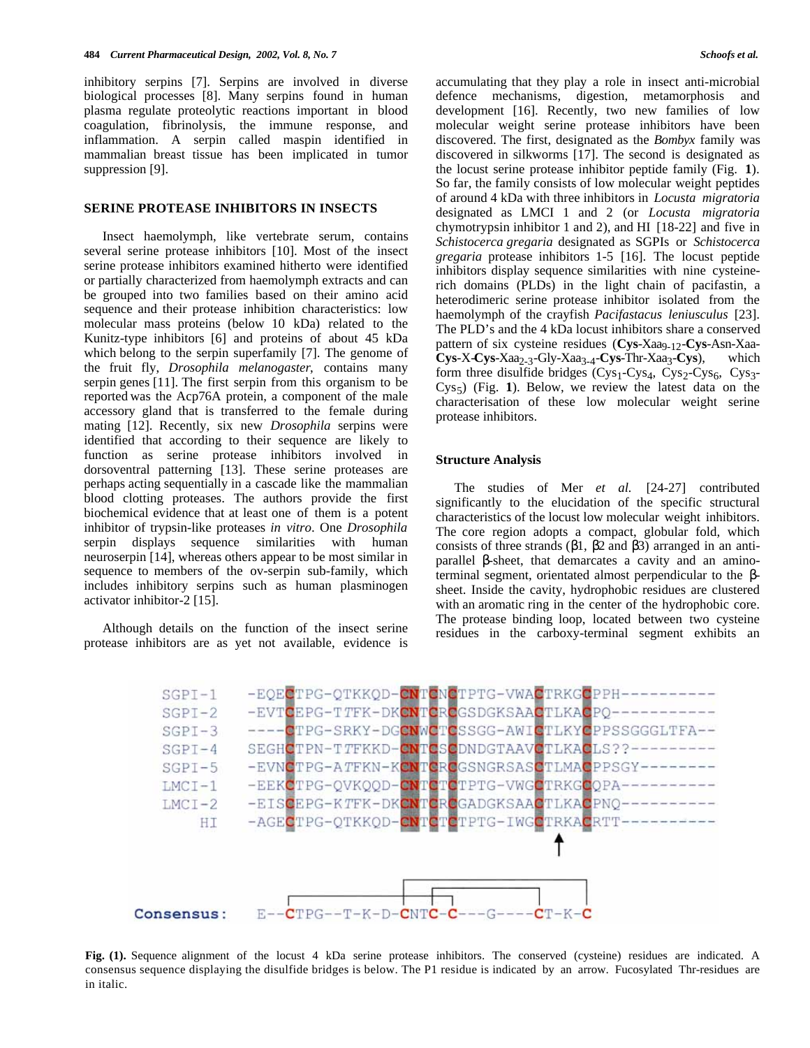inhibitory serpins [7]. Serpins are involved in diverse biological processes [8]. Many serpins found in human plasma regulate proteolytic reactions important in blood coagulation, fibrinolysis, the immune response, and inflammation. A serpin called maspin identified in mammalian breast tissue has been implicated in tumor suppression [9].

## SERINE PROTEASE INHIBITORS IN INSECTS

Insect haemolymph, like vertebrate serum, contains several serine protease inhibitors [10]. Most of the insect serine protease inhibitors examined hitherto were identified or partially characterized from haemolymph extracts and can be grouped into two families based on their amino acid sequence and their protease inhibition characteristics: low molecular mass proteins (below 10 kDa) related to the Kunitz-type inhibitors [6] and proteins of about 45 kDa which belong to the serpin superfamily [7]. The genome of the fruit fly, *Drosophila melanogaster*, contains many serpin genes [11]. The first serpin from this organism to be reported was the Acp76A protein, a component of the male accessory gland that is transferred to the female during mating [12]. Recently, six new *Drosophila* serpins were identified that according to their sequence are likely to function as serine protease inhibitors involved in dorsoventral patterning [13]. These serine proteases are perhaps acting sequentially in a cascade like the mammalian blood clotting proteases. The authors provide the first biochemical evidence that at least one of them is a potent inhibitor of trypsin-like proteases *in vitro*. One *Drosophila* serpin displays sequence similarities with human neuroserpin [14], whereas others appear to be most similar in sequence to members of the ov-serpin sub-family, which includes inhibitory serpins such as human plasminogen activator inhibitor-2 [15].

Although details on the function of the insect serine protease inhibitors are as yet not available, evidence is accumulating that they play a role in insect anti-microbial defence mechanisms, digestion, metamorphosis and development [16]. Recently, two new families of low molecular weight serine protease inhibitors have been discovered. The first, designated as the *Bombyx* family was discovered in silkworms [17]. The second is designated as the locust serine protease inhibitor peptide family (Fig. **1**). So far, the family consists of low molecular weight peptides of around 4 kDa with three inhibitors in *Locusta migratoria* designated as LMCI 1 and 2 (or *Locusta migratoria* chymotrypsin inhibitor 1 and 2), and HI [18-22] and five in *Schistocerca gregaria* designated as SGPIs or *Schistocerca gregaria* protease inhibitors 1-5 [16]. The locust peptide inhibitors display sequence similarities with nine cysteine-rich domains (PLDs) in the light chain of pacifastin, a heterodimeric serine protease inhibitor isolated from the haemolymph of the crayfish *Pacifastacus leniusculus* [23]. The PLD's and the 4 kDa locust inhibitors share a conserved pattern of six cysteine residues (**Cys**-Xaa$_{9-12}$-**Cys**-Asn-Xaa-**Cys**-X-**Cys**-Xaa$_{2-3}$-Gly-Xaa$_{3-4}$-**Cys**-Thr-Xaa$_3$-**Cys**), which form three disulfide bridges (Cys$_1$-Cys$_4$, Cys$_2$-Cys$_6$, Cys$_3$-Cys$_5$) (Fig. **1**). Below, we review the latest data on the characterisation of these low molecular weight serine protease inhibitors.

### Structure Analysis

The studies of Mer *et al.* [24-27] contributed significantly to the elucidation of the specific structural characteristics of the locust low molecular weight inhibitors. The core region adopts a compact, globular fold, which consists of three strands (β1, β2 and β3) arranged in an anti-parallel β-sheet, that demarcates a cavity and an amino-terminal segment, orientated almost perpendicular to the β-sheet. Inside the cavity, hydrophobic residues are clustered with an aromatic ring in the center of the hydrophobic core. The protease binding loop, located between two cysteine residues in the carboxy-terminal segment exhibits an

```
SGPI-1   -EQECTPG-QTKKQD-CNTCNCTPTG-VWACTRKGCPPH----------
SGPI-2   -EVTCEPG-TTFK-DKCNTCRCGSDGKSAACTLKACPQ-----------
SGPI-3   ----CTPG-SRKY-DGCNWCTCSSGG-AWICTLKYCPPSSGGGLTFA--
SGPI-4   SEGHCTPN-TTFKKD-CNTCSCDNDGTAAVCTLKACLS??---------
SGPI-5   -EVNCTPG-ATFKN-KCNTCRCGSNGRSASCTLMACPPSGY--------
LMCI-1   -EEKCTPG-QVKQQD-CNTCTCTPTG-VWGCTRKGCQPA----------
LMCI-2   -EISCEPG-KTFK-DKCNTCRCGADGKSAACTLKACPNQ----------
    HI   -AGECTPG-QTKKQD-CNTCTCTPTG-IWGCTRKACRTT----------

Consensus:   E--CTPG--T-K-D-CNTC-C---G----CT-K-C
```

**Fig. (1).** Sequence alignment of the locust 4 kDa serine protease inhibitors. The conserved (cysteine) residues are indicated. A consensus sequence displaying the disulfide bridges is below. The P1 residue is indicated by an arrow. Fucosylated Thr-residues are in italic.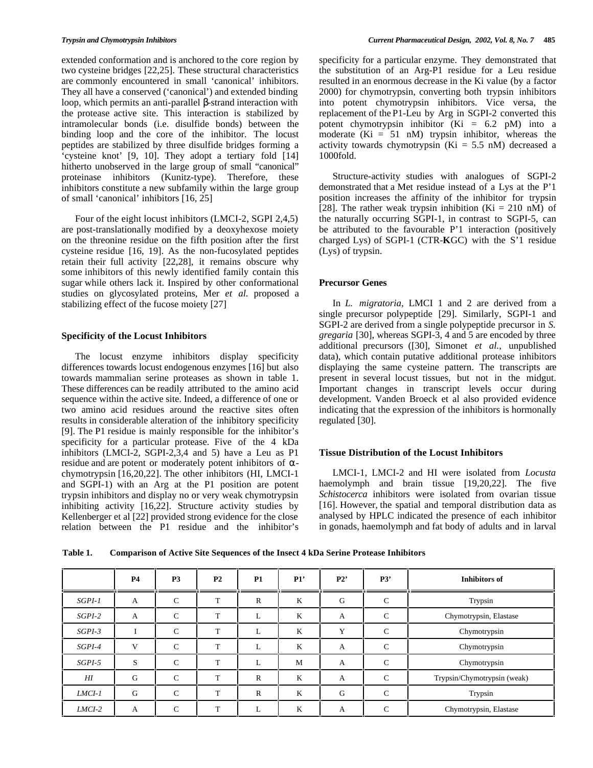extended conformation and is anchored to the core region by two cysteine bridges [22,25]. These structural characteristics are commonly encountered in small 'canonical' inhibitors. They all have a conserved ('canonical') and extended binding loop, which permits an anti-parallel β-strand interaction with the protease active site. This interaction is stabilized by intramolecular bonds (i.e. disulfide bonds) between the binding loop and the core of the inhibitor. The locust peptides are stabilized by three disulfide bridges forming a 'cysteine knot' [9, 10]. They adopt a tertiary fold [14] hitherto unobserved in the large group of small "canonical" proteinase inhibitors (Kunitz-type). Therefore, these inhibitors constitute a new subfamily within the large group of small 'canonical' inhibitors [16, 25]

Four of the eight locust inhibitors (LMCI-2, SGPI 2,4,5) are post-translationally modified by a deoxyhexose moiety on the threonine residue on the fifth position after the first cysteine residue [16, 19]. As the non-fucosylated peptides retain their full activity [22,28], it remains obscure why some inhibitors of this newly identified family contain this sugar while others lack it. Inspired by other conformational studies on glycosylated proteins, Mer *et al.* proposed a stabilizing effect of the fucose moiety [27]

## Specificity of the Locust Inhibitors

The locust enzyme inhibitors display specificity differences towards locust endogenous enzymes [16] but also towards mammalian serine proteases as shown in table 1. These differences can be readily attributed to the amino acid sequence within the active site. Indeed, a difference of one or two amino acid residues around the reactive sites often results in considerable alteration of the inhibitory specificity [9]. The P1 residue is mainly responsible for the inhibitor's specificity for a particular protease. Five of the 4 kDa inhibitors (LMCI-2, SGPI-2,3,4 and 5) have a Leu as P1 residue and are potent or moderately potent inhibitors of α-chymotrypsin [16,20,22]. The other inhibitors (HI, LMCI-1 and SGPI-1) with an Arg at the P1 position are potent trypsin inhibitors and display no or very weak chymotrypsin inhibiting activity [16,22]. Structure activity studies by Kellenberger et al [22] provided strong evidence for the close relation between the P1 residue and the inhibitor's specificity for a particular enzyme. They demonstrated that the substitution of an Arg-P1 residue for a Leu residue resulted in an enormous decrease in the Ki value (by a factor 2000) for chymotrypsin, converting both trypsin inhibitors into potent chymotrypsin inhibitors. Vice versa, the replacement of the P1-Leu by Arg in SGPI-2 converted this potent chymotrypsin inhibitor (Ki = 6.2 pM) into a moderate (Ki = 51 nM) trypsin inhibitor, whereas the activity towards chymotrypsin (Ki = 5.5 nM) decreased a 1000fold.

Structure-activity studies with analogues of SGPI-2 demonstrated that a Met residue instead of a Lys at the P'1 position increases the affinity of the inhibitor for trypsin [28]. The rather weak trypsin inhibition (Ki = 210 nM) of the naturally occurring SGPI-1, in contrast to SGPI-5, can be attributed to the favourable P'1 interaction (positively charged Lys) of SGPI-1 (CTR-**K**GC) with the S'1 residue (Lys) of trypsin.

## Precursor Genes

In *L. migratoria*, LMCI 1 and 2 are derived from a single precursor polypeptide [29]. Similarly, SGPI-1 and SGPI-2 are derived from a single polypeptide precursor in *S. gregaria* [30], whereas SGPI-3, 4 and 5 are encoded by three additional precursors ([30], Simonet *et al.*, unpublished data), which contain putative additional protease inhibitors displaying the same cysteine pattern. The transcripts are present in several locust tissues, but not in the midgut. Important changes in transcript levels occur during development. Vanden Broeck et al also provided evidence indicating that the expression of the inhibitors is hormonally regulated [30].

## Tissue Distribution of the Locust Inhibitors

LMCI-1, LMCI-2 and HI were isolated from *Locusta* haemolymph and brain tissue [19,20,22]. The five *Schistocerca* inhibitors were isolated from ovarian tissue [16]. However, the spatial and temporal distribution data as analysed by HPLC indicated the presence of each inhibitor in gonads, haemolymph and fat body of adults and in larval

**Table 1. Comparison of Active Site Sequences of the Insect 4 kDa Serine Protease Inhibitors**

| | P4 | P3 | P2 | P1 | P1' | P2' | P3' | Inhibitors of |
|---|---|---|---|---|---|---|---|---|
| *SGPI-1* | A | C | T | R | K | G | C | Trypsin |
| *SGPI-2* | A | C | T | L | K | A | C | Chymotrypsin, Elastase |
| *SGPI-3* | I | C | T | L | K | Y | C | Chymotrypsin |
| *SGPI-4* | V | C | T | L | K | A | C | Chymotrypsin |
| *SGPI-5* | S | C | T | L | M | A | C | Chymotrypsin |
| *HI* | G | C | T | R | K | A | C | Trypsin/Chymotrypsin (weak) |
| *LMCI-1* | G | C | T | R | K | G | C | Trypsin |
| *LMCI-2* | A | C | T | L | K | A | C | Chymotrypsin, Elastase |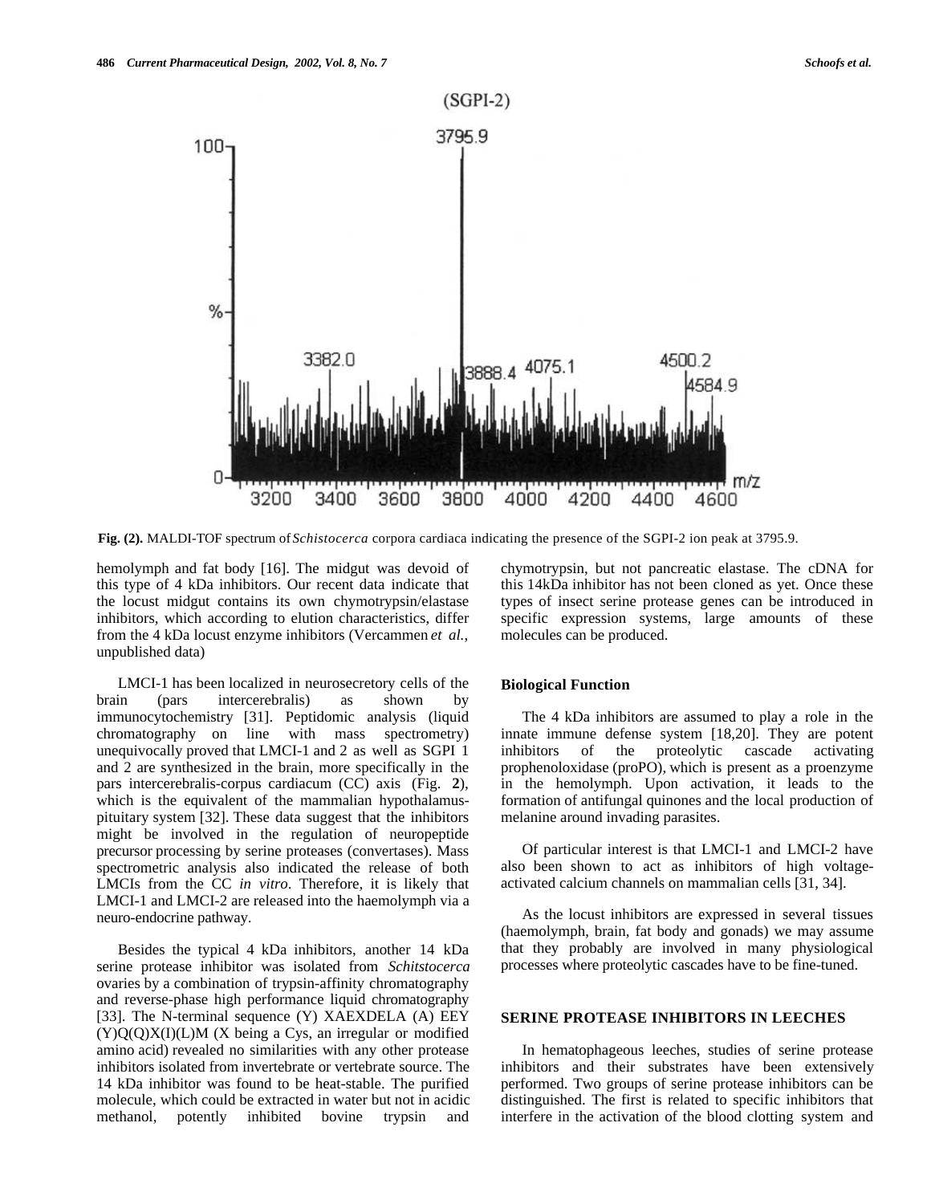**Fig. (2).** MALDI-TOF spectrum of *Schistocerca* corpora cardiaca indicating the presence of the SGPI-2 ion peak at 3795.9.

hemolymph and fat body [16]. The midgut was devoid of this type of 4 kDa inhibitors. Our recent data indicate that the locust midgut contains its own chymotrypsin/elastase inhibitors, which according to elution characteristics, differ from the 4 kDa locust enzyme inhibitors (Vercammen *et al.*, unpublished data)

LMCI-1 has been localized in neurosecretory cells of the brain (pars intercerebralis) as shown by immunocytochemistry [31]. Peptidomic analysis (liquid chromatography on line with mass spectrometry) unequivocally proved that LMCI-1 and 2 as well as SGPI 1 and 2 are synthesized in the brain, more specifically in the pars intercerebralis-corpus cardiacum (CC) axis (Fig. **2**), which is the equivalent of the mammalian hypothalamus-pituitary system [32]. These data suggest that the inhibitors might be involved in the regulation of neuropeptide precursor processing by serine proteases (convertases). Mass spectrometric analysis also indicated the release of both LMCIs from the CC *in vitro*. Therefore, it is likely that LMCI-1 and LMCI-2 are released into the haemolymph via a neuro-endocrine pathway.

Besides the typical 4 kDa inhibitors, another 14 kDa serine protease inhibitor was isolated from *Schitstocerca* ovaries by a combination of trypsin-affinity chromatography and reverse-phase high performance liquid chromatography [33]. The N-terminal sequence (Y) XAEXDELA (A) EEY (Y)Q(Q)X(I)(L)M (X being a Cys, an irregular or modified amino acid) revealed no similarities with any other protease inhibitors isolated from invertebrate or vertebrate source. The 14 kDa inhibitor was found to be heat-stable. The purified molecule, which could be extracted in water but not in acidic methanol, potently inhibited bovine trypsin and chymotrypsin, but not pancreatic elastase. The cDNA for this 14kDa inhibitor has not been cloned as yet. Once these types of insect serine protease genes can be introduced in specific expression systems, large amounts of these molecules can be produced.

### Biological Function

The 4 kDa inhibitors are assumed to play a role in the innate immune defense system [18,20]. They are potent inhibitors of the proteolytic cascade activating prophenoloxidase (proPO), which is present as a proenzyme in the hemolymph. Upon activation, it leads to the formation of antifungal quinones and the local production of melanine around invading parasites.

Of particular interest is that LMCI-1 and LMCI-2 have also been shown to act as inhibitors of high voltage-activated calcium channels on mammalian cells [31, 34].

As the locust inhibitors are expressed in several tissues (haemolymph, brain, fat body and gonads) we may assume that they probably are involved in many physiological processes where proteolytic cascades have to be fine-tuned.

## SERINE PROTEASE INHIBITORS IN LEECHES

In hematophageous leeches, studies of serine protease inhibitors and their substrates have been extensively performed. Two groups of serine protease inhibitors can be distinguished. The first is related to specific inhibitors that interfere in the activation of the blood clotting system and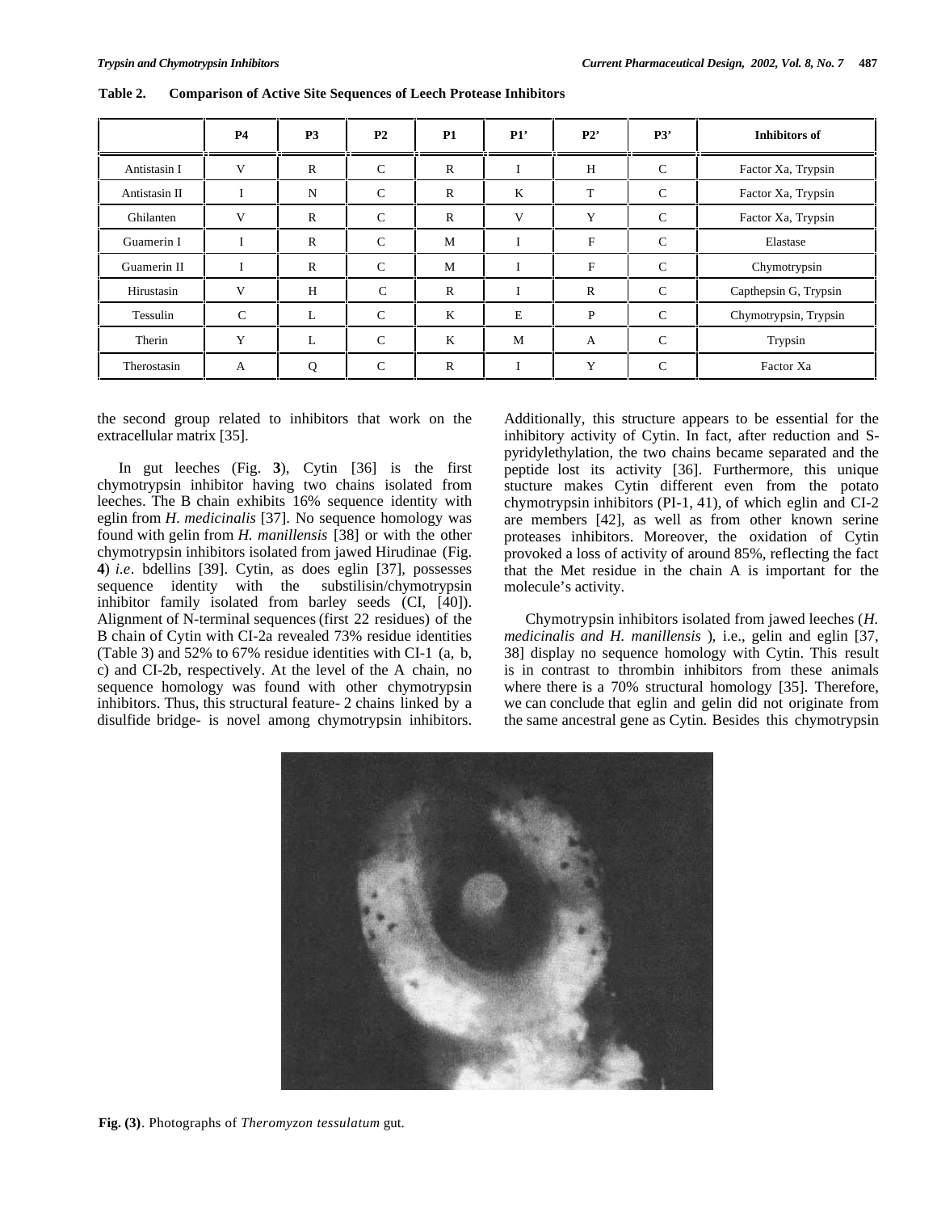**Table 2. Comparison of Active Site Sequences of Leech Protease Inhibitors**

| | P4 | P3 | P2 | P1 | P1' | P2' | P3' | Inhibitors of |
|---|---|---|---|---|---|---|---|---|
| Antistasin I | V | R | C | R | I | H | C | Factor Xa, Trypsin |
| Antistasin II | I | N | C | R | K | T | C | Factor Xa, Trypsin |
| Ghilanten | V | R | C | R | V | Y | C | Factor Xa, Trypsin |
| Guamerin I | I | R | C | M | I | F | C | Elastase |
| Guamerin II | I | R | C | M | I | F | C | Chymotrypsin |
| Hirustasin | V | H | C | R | I | R | C | Capthepsin G, Trypsin |
| Tessulin | C | L | C | K | E | P | C | Chymotrypsin, Trypsin |
| Therin | Y | L | C | K | M | A | C | Trypsin |
| Therostasin | A | Q | C | R | I | Y | C | Factor Xa |

the second group related to inhibitors that work on the extracellular matrix [35].

In gut leeches (Fig. **3**), Cytin [36] is the first chymotrypsin inhibitor having two chains isolated from leeches. The B chain exhibits 16% sequence identity with eglin from *H. medicinalis* [37]. No sequence homology was found with gelin from *H. manillensis* [38] or with the other chymotrypsin inhibitors isolated from jawed Hirudinae (Fig. **4**) *i.e*. bdellins [39]. Cytin, as does eglin [37], possesses sequence identity with the substilisin/chymotrypsin inhibitor family isolated from barley seeds (CI, [40]). Alignment of N-terminal sequences (first 22 residues) of the B chain of Cytin with CI-2a revealed 73% residue identities (Table 3) and 52% to 67% residue identities with CI-1 (a, b, c) and CI-2b, respectively. At the level of the A chain, no sequence homology was found with other chymotrypsin inhibitors. Thus, this structural feature- 2 chains linked by a disulfide bridge- is novel among chymotrypsin inhibitors. Additionally, this structure appears to be essential for the inhibitory activity of Cytin. In fact, after reduction and S-pyridylethylation, the two chains became separated and the peptide lost its activity [36]. Furthermore, this unique stucture makes Cytin different even from the potato chymotrypsin inhibitors (PI-1, 41), of which eglin and CI-2 are members [42], as well as from other known serine proteases inhibitors. Moreover, the oxidation of Cytin provoked a loss of activity of around 85%, reflecting the fact that the Met residue in the chain A is important for the molecule's activity.

Chymotrypsin inhibitors isolated from jawed leeches (*H. medicinalis and H. manillensis* ), i.e., gelin and eglin [37, 38] display no sequence homology with Cytin. This result is in contrast to thrombin inhibitors from these animals where there is a 70% structural homology [35]. Therefore, we can conclude that eglin and gelin did not originate from the same ancestral gene as Cytin. Besides this chymotrypsin

**Fig. (3)**. Photographs of *Theromyzon tessulatum* gut.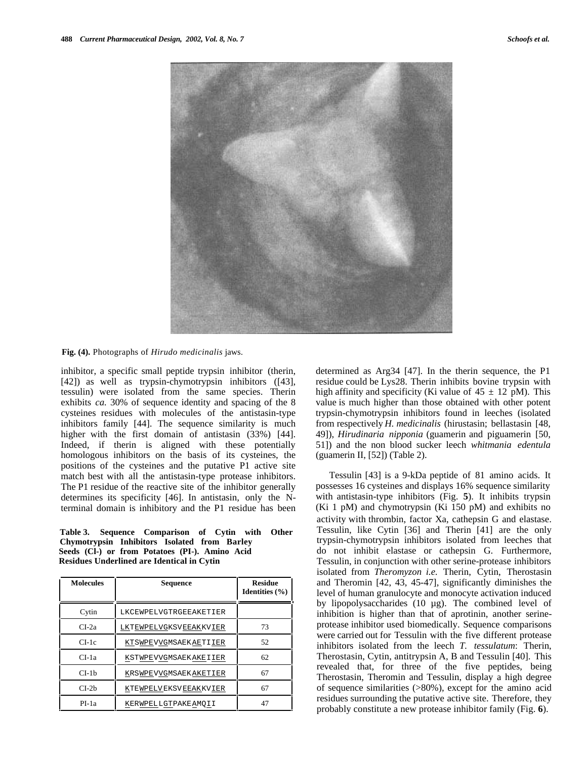Fig. (4). Photographs of *Hirudo medicinalis* jaws.

inhibitor, a specific small peptide trypsin inhibitor (therin, [42]) as well as trypsin-chymotrypsin inhibitors ([43], tessulin) were isolated from the same species. Therin exhibits *ca.* 30% of sequence identity and spacing of the 8 cysteines residues with molecules of the antistasin-type inhibitors family [44]. The sequence similarity is much higher with the first domain of antistasin (33%) [44]. Indeed, if therin is aligned with these potentially homologous inhibitors on the basis of its cysteines, the positions of the cysteines and the putative P1 active site match best with all the antistasin-type protease inhibitors. The P1 residue of the reactive site of the inhibitor generally determines its specificity [46]. In antistasin, only the N-terminal domain is inhibitory and the P1 residue has been determined as Arg34 [47]. In the therin sequence, the P1 residue could be Lys28. Therin inhibits bovine trypsin with high affinity and specificity (Ki value of 45 ± 12 pM). This value is much higher than those obtained with other potent trypsin-chymotrypsin inhibitors found in leeches (isolated from respectively *H. medicinalis* (hirustasin; bellastasin [48, 49]), *Hirudinaria nipponia* (guamerin and piguamerin [50, 51]) and the non blood sucker leech *whitmania edentula* (guamerin II, [52]) (Table 2).

**Table 3. Sequence Comparison of Cytin with Other Chymotrypsin Inhibitors Isolated from Barley Seeds (Cl-) or from Potatoes (PI-). Amino Acid Residues Underlined are Identical in Cytin**

| Molecules | Sequence | Residue Identities (%) |
|---|---|---|
| Cytin | LKCEWPELVGTRGEEAKETIER | |
| CI-2a | LKTEWPELVGKSVEEAKKVIER | 73 |
| CI-1c | KTSWPEVVGMSAEKAETIIER | 52 |
| CI-1a | KSTWPEVVGMSAEKAKEIIER | 62 |
| CI-1b | KRSWPEVVGMSAEKAKETIER | 67 |
| CI-2b | KTEWPELVEKSVEEAKKVIER | 67 |
| PI-1a | KERWPELLGTPAKEAMQII | 47 |

Tessulin [43] is a 9-kDa peptide of 81 amino acids. It possesses 16 cysteines and displays 16% sequence similarity with antistasin-type inhibitors (Fig. **5**). It inhibits trypsin (Ki 1 pM) and chymotrypsin (Ki 150 pM) and exhibits no activity with thrombin, factor Xa, cathepsin G and elastase. Tessulin, like Cytin [36] and Therin [41] are the only trypsin-chymotrypsin inhibitors isolated from leeches that do not inhibit elastase or cathepsin G. Furthermore, Tessulin, in conjunction with other serine-protease inhibitors isolated from *Theromyzon i.e.* Therin, Cytin, Therostasin and Theromin [42, 43, 45-47], significantly diminishes the level of human granulocyte and monocyte activation induced by lipopolysaccharides (10 µg). The combined level of inhibition is higher than that of aprotinin, another serine-protease inhibitor used biomedically. Sequence comparisons were carried out for Tessulin with the five different protease inhibitors isolated from the leech *T. tessulatum*: Therin, Therostasin, Cytin, antitrypsin A, B and Tessulin [40]. This revealed that, for three of the five peptides, being Therostasin, Theromin and Tessulin, display a high degree of sequence similarities (>80%), except for the amino acid residues surrounding the putative active site. Therefore, they probably constitute a new protease inhibitor family (Fig. **6**).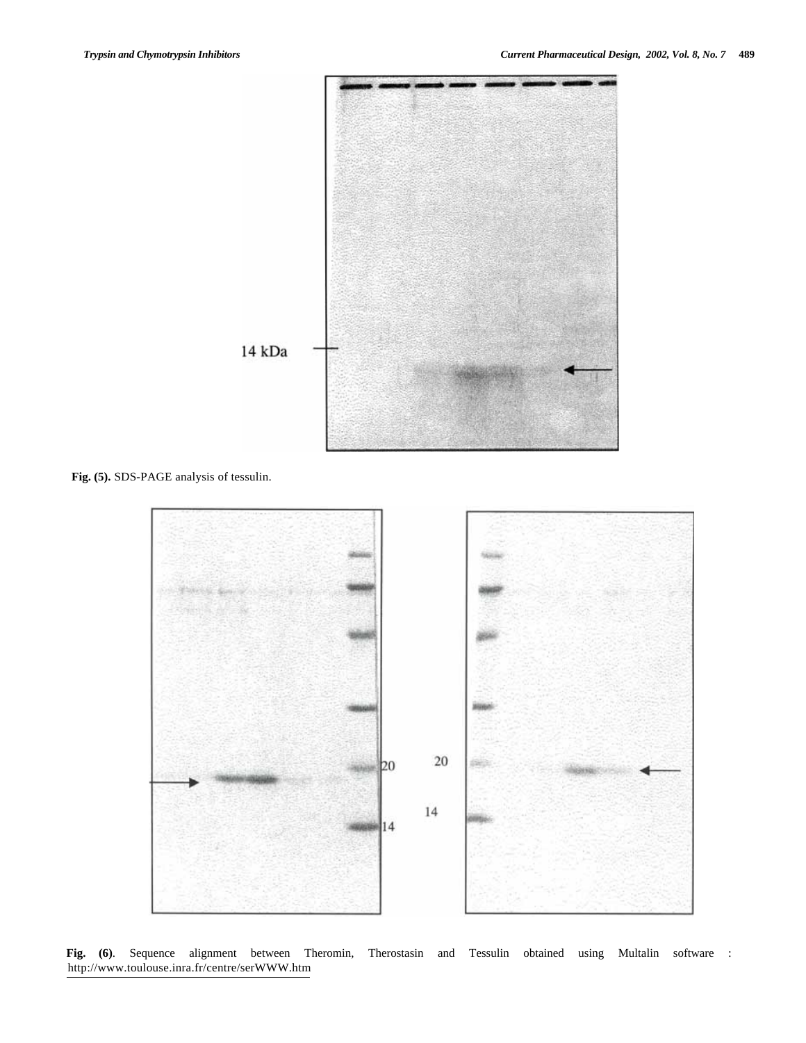**Fig. (5).** SDS-PAGE analysis of tessulin.

**Fig. (6)**. Sequence alignment between Theromin, Therostasin and Tessulin obtained using Multalin software : http://www.toulouse.inra.fr/centre/serWWW.htm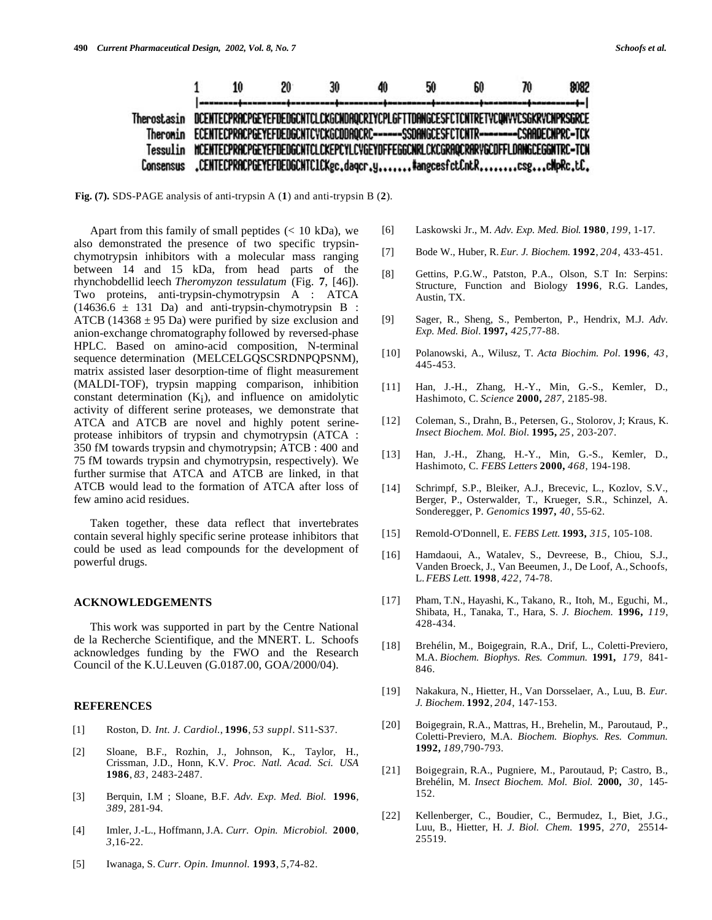```
           1       10        20        30        40        50        60        70       8082
           |--------+---------+---------+---------+---------+---------+---------+---------+-|
Therostasin DCENTECPRACPGEYEFDEDGCNTCLCKGCNDAQCRIYCPLGFTTDANGCESFCTCNTRETVCQNVVCSGKRVCNPRSGRCE
Theromin    ECENTECPRACPGEYEFDEDGCNTCVCKGCDDAQCRC------SSDANGCESFCTCNTR--------CSAADECNPRC-TCK
Tessulin    MCENTECPRACPGEYEFDEDGCNTCLCKEPCYLCVGEYDFFEGGCNRLCKCGRAQCRARVGCDFFLDANGCEGGNTRC-TCN
Consensus   .CENTECPRACPGEYEFDEDGCNTClCKgc.daqcr.y.......#angcesfctCntR........csg...cNpRc.tC.
```

**Fig. (7).** SDS-PAGE analysis of anti-trypsin A (**1**) and anti-trypsin B (**2**).

Apart from this family of small peptides (< 10 kDa), we also demonstrated the presence of two specific trypsin-chymotrypsin inhibitors with a molecular mass ranging between 14 and 15 kDa, from head parts of the rhynchobdellid leech *Theromyzon tessulatum* (Fig. **7**, [46]). Two proteins, anti-trypsin-chymotrypsin A : ATCA (14636.6 ± 131 Da) and anti-trypsin-chymotrypsin B : ATCB (14368 ± 95 Da) were purified by size exclusion and anion-exchange chromatography followed by reversed-phase HPLC. Based on amino-acid composition, N-terminal sequence determination (MELCELGQSCSRDNPQPSNM), matrix assisted laser desorption-time of flight measurement (MALDI-TOF), trypsin mapping comparison, inhibition constant determination ($K_i$), and influence on amidolytic activity of different serine proteases, we demonstrate that ATCA and ATCB are novel and highly potent serine-protease inhibitors of trypsin and chymotrypsin (ATCA : 350 fM towards trypsin and chymotrypsin; ATCB : 400 and 75 fM towards trypsin and chymotrypsin, respectively). We further surmise that ATCA and ATCB are linked, in that ATCB would lead to the formation of ATCA after loss of few amino acid residues.

Taken together, these data reflect that invertebrates contain several highly specific serine protease inhibitors that could be used as lead compounds for the development of powerful drugs.

## ACKNOWLEDGEMENTS

This work was supported in part by the Centre National de la Recherche Scientifique, and the MNERT. L. Schoofs acknowledges funding by the FWO and the Research Council of the K.U.Leuven (G.0187.00, GOA/2000/04).

## REFERENCES

[1] Roston, D. *Int. J. Cardiol.*, **1996**, *53 suppl*. S11-S37.

[2] Sloane, B.F., Rozhin, J., Johnson, K., Taylor, H., Crissman, J.D., Honn, K.V. *Proc. Natl. Acad. Sci. USA* **1986**, *83*, 2483-2487.

[3] Berquin, I.M ; Sloane, B.F. *Adv. Exp. Med. Biol.* **1996**, *389*, 281-94.

[4] Imler, J.-L., Hoffmann, J.A. *Curr. Opin. Microbiol.* **2000**, *3*,16-22.

[5] Iwanaga, S. *Curr. Opin. Imunnol.* **1993**, *5*,74-82.

[6] Laskowski Jr., M. *Adv. Exp. Med. Biol.* **1980**, *199*, 1-17.

[7] Bode W., Huber, R. *Eur. J. Biochem.* **1992**, *204*, 433-451.

[8] Gettins, P.G.W., Patston, P.A., Olson, S.T In: Serpins: Structure, Function and Biology **1996**, R.G. Landes, Austin, TX.

[9] Sager, R., Sheng, S., Pemberton, P., Hendrix, M.J. *Adv. Exp. Med. Biol*. **1997,** *425*,77-88.

[10] Polanowski, A., Wilusz, T. *Acta Biochim. Pol*. **1996**, *43*, 445-453.

[11] Han, J.-H., Zhang, H.-Y., Min, G.-S., Kemler, D., Hashimoto, C. *Science* **2000,** *287*, 2185-98.

[12] Coleman, S., Drahn, B., Petersen, G., Stolorov, J; Kraus, K. *Insect Biochem. Mol. Biol.* **1995,** *25*, 203-207.

[13] Han, J.-H., Zhang, H.-Y., Min, G.-S., Kemler, D., Hashimoto, C. *FEBS Letters* **2000,** *468*, 194-198.

[14] Schrimpf, S.P., Bleiker, A.J., Brecevic, L., Kozlov, S.V., Berger, P., Osterwalder, T., Krueger, S.R., Schinzel, A. Sonderegger, P. *Genomics* **1997,** *40*, 55-62.

[15] Remold-O'Donnell, E. *FEBS Lett.* **1993,** *315*, 105-108.

[16] Hamdaoui, A., Watalev, S., Devreese, B., Chiou, S.J., Vanden Broeck, J., Van Beeumen, J., De Loof, A., Schoofs, L. *FEBS Lett.* **1998**, *422*, 74-78.

[17] Pham, T.N., Hayashi, K., Takano, R., Itoh, M., Eguchi, M., Shibata, H., Tanaka, T., Hara, S. *J. Biochem.* **1996,** *119*, 428-434.

[18] Brehélin, M., Boigegrain, R.A., Drif, L., Coletti-Previero, M.A. *Biochem. Biophys. Res. Commun.* **1991,** *179*, 841-846.

[19] Nakakura, N., Hietter, H., Van Dorsselaer, A., Luu, B. *Eur. J. Biochem*. **1992**, *204*, 147-153.

[20] Boigegrain, R.A., Mattras, H., Brehelin, M., Paroutaud, P., Coletti-Previero, M.A. *Biochem. Biophys. Res. Commun.* **1992,** *189*,790-793.

[21] Boigegrain, R.A., Pugniere, M., Paroutaud, P; Castro, B., Brehélin, M. *Insect Biochem. Mol. Biol.* **2000,** *30*, 145-152.

[22] Kellenberger, C., Boudier, C., Bermudez, I., Biet, J.G., Luu, B., Hietter, H. *J. Biol. Chem.* **1995**, *270*, 25514-25519.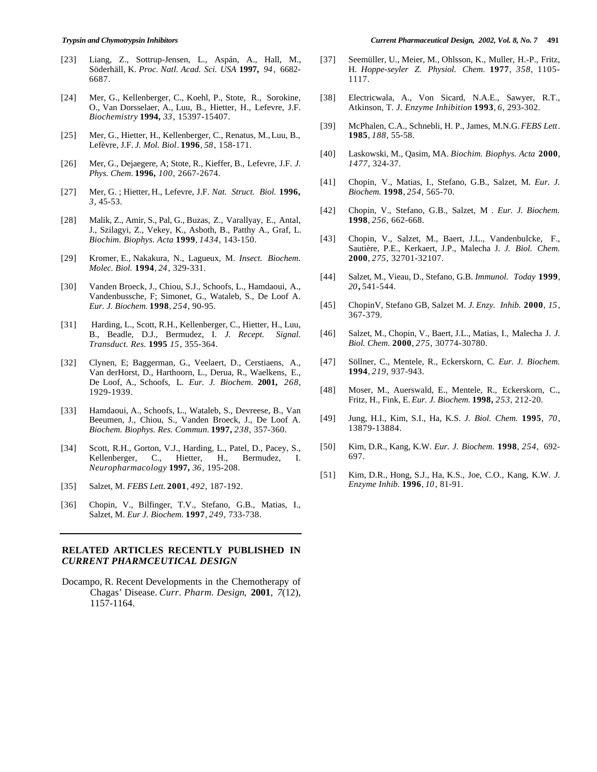[23] Liang, Z., Sottrup-Jensen, L., Aspán, A., Hall, M., Söderhäll, K. *Proc. Natl. Acad. Sci. USA* **1997,** *94*, 6682-6687.

[24] Mer, G., Kellenberger, C., Koehl, P., Stote, R., Sorokine, O., Van Dorsselaer, A., Luu, B., Hietter, H., Lefevre, J.F. *Biochemistry* **1994,** *33*, 15397-15407.

[25] Mer, G., Hietter, H., Kellenberger, C., Renatus, M., Luu, B., Lefèvre, J.F. *J. Mol. Biol*. **1996**, *58*, 158-171.

[26] Mer, G., Dejaegere, A; Stote, R., Kieffer, B., Lefevre, J.F. *J. Phys. Chem*. **1996,** *100*, 2667-2674.

[27] Mer, G. ; Hietter, H., Lefevre, J.F. *Nat. Struct. Biol.* **1996,** *3*, 45-53.

[28] Malik, Z., Amir, S., Pal, G., Buzas, Z., Varallyay, E., Antal, J., Szilagyi, Z., Vekey, K., Asboth, B., Patthy A., Graf, L. *Biochim. Biophys. Acta* **1999**, *1434*, 143-150.

[29] Kromer, E., Nakakura, N., Lagueux, M. *Insect. Biochem. Molec. Biol.* **1994**, *24*, 329-331.

[30] Vanden Broeck, J., Chiou, S.J., Schoofs, L., Hamdaoui, A., Vandenbussche, F; Simonet, G., Wataleb, S., De Loof A. *Eur. J. Biochem.* **1998**, *254*, 90-95.

[31] Harding, L., Scott, R.H., Kellenberger, C., Hietter, H., Luu, B., Beadle, D.J., Bermudez, I. *J. Recept. Signal. Transduct. Res.* **1995** *15*, 355-364.

[32] Clynen, E; Baggerman, G., Veelaert, D., Cerstiaens, A., Van derHorst, D., Harthoorn, L., Derua, R., Waelkens, E., De Loof, A., Schoofs, L. *Eur. J. Biochem.* **2001,** *268*, 1929-1939.

[33] Hamdaoui, A., Schoofs, L., Wataleb, S., Devreese, B., Van Beeumen, J., Chiou, S., Vanden Broeck, J., De Loof A. *Biochem. Biophys. Res. Commun*. **1997,** *238*, 357-360.

[34] Scott, R.H., Gorton, V.J., Harding, L., Patel, D., Pacey, S., Kellenberger, C., Hietter, H., Bermudez, I. *Neuropharmacology* **1997,** *36*, 195-208.

[35] Salzet, M. *FEBS Lett.* **2001**, *492*, 187-192.

[36] Chopin, V., Bilfinger, T.V., Stefano, G.B., Matias, I., Salzet, M. *Eur J. Biochem.* **1997**, *249*, 733-738.

[37] Seemüller, U., Meier, M., Ohlsson, K., Muller, H.-P., Fritz, H. *Hoppe-seyler Z. Physiol. Chem.* **1977**, *358*, 1105-1117.

[38] Electricwala, A., Von Sicard, N.A.E., Sawyer, R.T., Atkinson, T. *J. Enzyme Inhibition* **1993**, *6*, 293-302.

[39] McPhalen, C.A., Schnebli, H. P., James, M.N.G. *FEBS Lett*. **1985**, *188*, 55-58.

[40] Laskowski, M., Qasim, MA. *Biochim. Biophys. Acta* **2000**, *1477*, 324-37.

[41] Chopin, V., Matias, I., Stefano, G.B., Salzet, M. *Eur. J. Biochem.* **1998**, *254*, 565-70.

[42] Chopin, V., Stefano, G.B., Salzet, M . *Eur. J. Biochem.* **1998**, *256*, 662-668.

[43] Chopin, V., Salzet, M., Baert, J.L., Vandenbulcke, F., Sautière, P.E., Kerkaert, J.P., Malecha J. *J. Biol. Chem.* **2000**, *275*, 32701-32107.

[44] Salzet, M., Vieau, D., Stefano, G.B. *Immunol. Today* **1999**, *20***,** 541-544.

[45] ChopinV, Stefano GB, Salzet M. *J. Enzy. Inhib.* **2000**, *15*, 367-379.

[46] Salzet, M., Chopin, V., Baert, J.L., Matias, I., Malecha J. *J. Biol. Chem.* **2000**, *275*, 30774-30780.

[47] Söllner, C., Mentele, R., Eckerskorn, C. *Eur. J. Biochem.* **1994**, *219*, 937-943.

[48] Moser, M., Auerswald, E., Mentele, R., Eckerskorn, C., Fritz, H., Fink, E. *Eur. J. Biochem.* **1998,** *253*, 212-20.

[49] Jung, H.I., Kim, S.I., Ha, K.S. *J. Biol. Chem.* **1995**, *70*, 13879-13884.

[50] Kim, D.R., Kang, K.W. *Eur. J. Biochem.* **1998**, *254*, 692-697.

[51] Kim, D.R., Hong, S.J., Ha, K.S., Joe, C.O., Kang, K.W. *J. Enzyme Inhib.* **1996**, *10*, 81-91.

## RELATED ARTICLES RECENTLY PUBLISHED IN *CURRENT PHARMCEUTICAL DESIGN*

Docampo, R. Recent Developments in the Chemotherapy of Chagas' Disease. *Curr. Pharm. Design,* **2001**, *7*(12), 1157-1164.